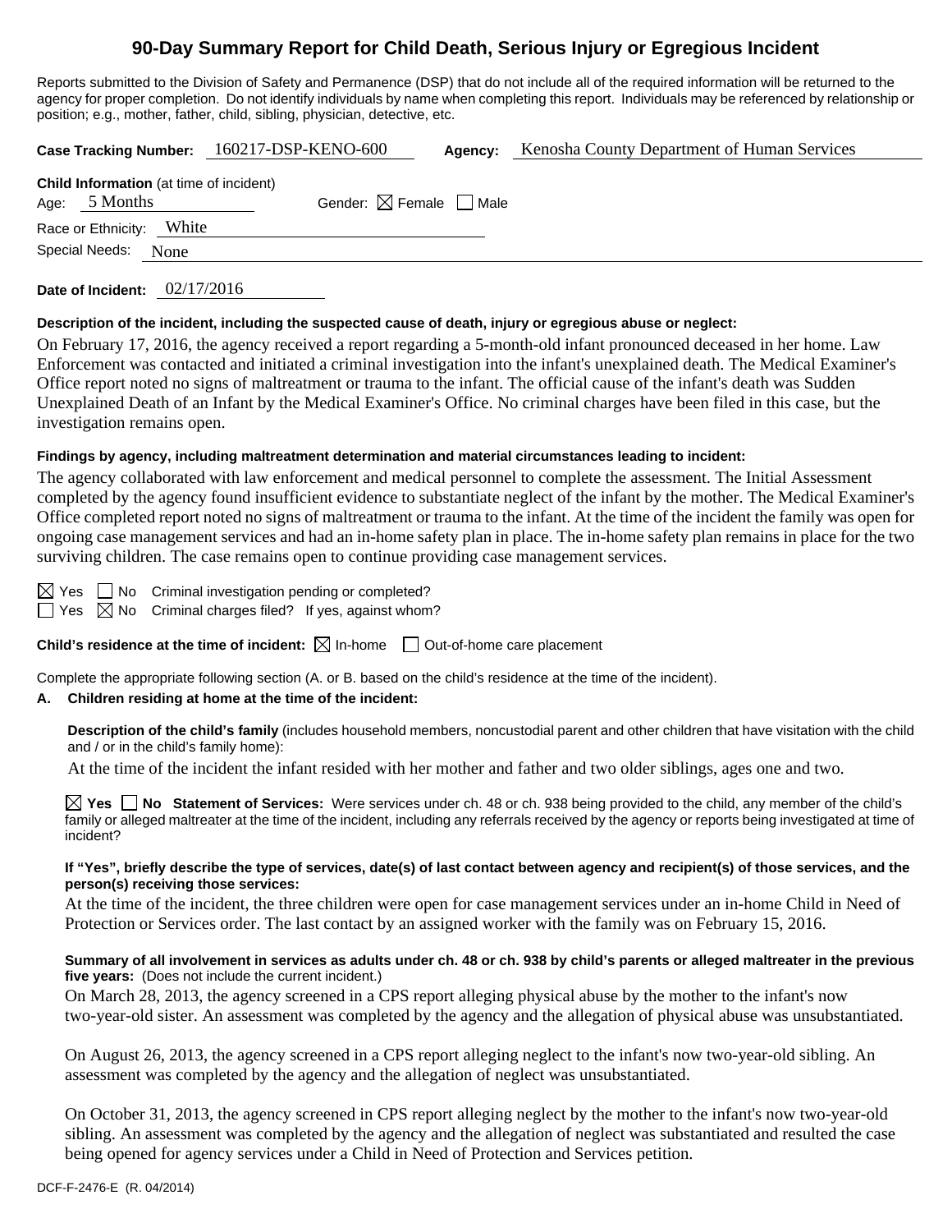# 90-Day Summary Report for Child Death, Serious Injury or Egregious Incident

Reports submitted to the Division of Safety and Permanence (DSP) that do not include all of the required information will be returned to the agency for proper completion. Do not identify individuals by name when completing this report. Individuals may be referenced by relationship or position; e.g., mother, father, child, sibling, physician, detective, etc.

**Case Tracking Number:** 160217-DSP-KENO-600 **Agency:** Kenosha County Department of Human Services

**Child Information** (at time of incident)

Age: 5 Months Gender: ☒ Female ☐ Male

Race or Ethnicity: White

Special Needs: None

**Date of Incident:** 02/17/2016

**Description of the incident, including the suspected cause of death, injury or egregious abuse or neglect:**

On February 17, 2016, the agency received a report regarding a 5-month-old infant pronounced deceased in her home. Law Enforcement was contacted and initiated a criminal investigation into the infant's unexplained death. The Medical Examiner's Office report noted no signs of maltreatment or trauma to the infant. The official cause of the infant's death was Sudden Unexplained Death of an Infant by the Medical Examiner's Office. No criminal charges have been filed in this case, but the investigation remains open.

**Findings by agency, including maltreatment determination and material circumstances leading to incident:**

The agency collaborated with law enforcement and medical personnel to complete the assessment. The Initial Assessment completed by the agency found insufficient evidence to substantiate neglect of the infant by the mother. The Medical Examiner's Office completed report noted no signs of maltreatment or trauma to the infant. At the time of the incident the family was open for ongoing case management services and had an in-home safety plan in place. The in-home safety plan remains in place for the two surviving children. The case remains open to continue providing case management services.

☒ Yes ☐ No Criminal investigation pending or completed?

☐ Yes ☒ No Criminal charges filed? If yes, against whom?

**Child's residence at the time of incident:** ☒ In-home ☐ Out-of-home care placement

Complete the appropriate following section (A. or B. based on the child's residence at the time of the incident).

**A. Children residing at home at the time of the incident:**

**Description of the child's family** (includes household members, noncustodial parent and other children that have visitation with the child and / or in the child's family home):

At the time of the incident the infant resided with her mother and father and two older siblings, ages one and two.

☒ **Yes** ☐ **No Statement of Services:** Were services under ch. 48 or ch. 938 being provided to the child, any member of the child's family or alleged maltreater at the time of the incident, including any referrals received by the agency or reports being investigated at time of incident?

**If "Yes", briefly describe the type of services, date(s) of last contact between agency and recipient(s) of those services, and the person(s) receiving those services:**

At the time of the incident, the three children were open for case management services under an in-home Child in Need of Protection or Services order. The last contact by an assigned worker with the family was on February 15, 2016.

**Summary of all involvement in services as adults under ch. 48 or ch. 938 by child's parents or alleged maltreater in the previous five years:** (Does not include the current incident.)

On March 28, 2013, the agency screened in a CPS report alleging physical abuse by the mother to the infant's now two-year-old sister. An assessment was completed by the agency and the allegation of physical abuse was unsubstantiated.

On August 26, 2013, the agency screened in a CPS report alleging neglect to the infant's now two-year-old sibling. An assessment was completed by the agency and the allegation of neglect was unsubstantiated.

On October 31, 2013, the agency screened in CPS report alleging neglect by the mother to the infant's now two-year-old sibling. An assessment was completed by the agency and the allegation of neglect was substantiated and resulted the case being opened for agency services under a Child in Need of Protection and Services petition.

DCF-F-2476-E (R. 04/2014)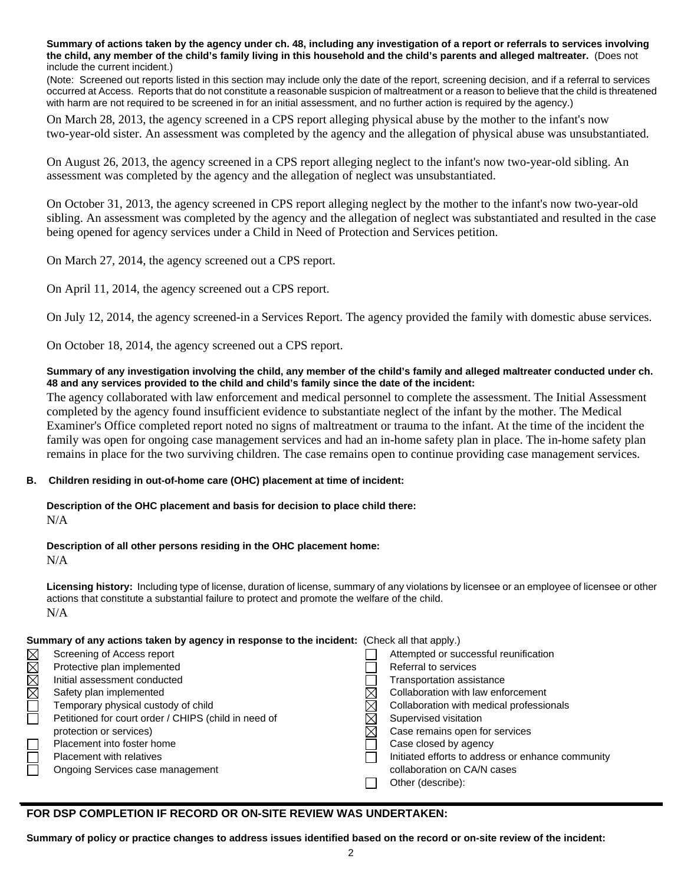**Summary of actions taken by the agency under ch. 48, including any investigation of a report or referrals to services involving the child, any member of the child's family living in this household and the child's parents and alleged maltreater.** (Does not include the current incident.)

(Note: Screened out reports listed in this section may include only the date of the report, screening decision, and if a referral to services occurred at Access. Reports that do not constitute a reasonable suspicion of maltreatment or a reason to believe that the child is threatened with harm are not required to be screened in for an initial assessment, and no further action is required by the agency.)

On March 28, 2013, the agency screened in a CPS report alleging physical abuse by the mother to the infant's now two-year-old sister. An assessment was completed by the agency and the allegation of physical abuse was unsubstantiated.

On August 26, 2013, the agency screened in a CPS report alleging neglect to the infant's now two-year-old sibling. An assessment was completed by the agency and the allegation of neglect was unsubstantiated.

On October 31, 2013, the agency screened in CPS report alleging neglect by the mother to the infant's now two-year-old sibling. An assessment was completed by the agency and the allegation of neglect was substantiated and resulted in the case being opened for agency services under a Child in Need of Protection and Services petition.

On March 27, 2014, the agency screened out a CPS report.

On April 11, 2014, the agency screened out a CPS report.

On July 12, 2014, the agency screened-in a Services Report. The agency provided the family with domestic abuse services.

On October 18, 2014, the agency screened out a CPS report.

**Summary of any investigation involving the child, any member of the child's family and alleged maltreater conducted under ch. 48 and any services provided to the child and child's family since the date of the incident:**

The agency collaborated with law enforcement and medical personnel to complete the assessment. The Initial Assessment completed by the agency found insufficient evidence to substantiate neglect of the infant by the mother. The Medical Examiner's Office completed report noted no signs of maltreatment or trauma to the infant. At the time of the incident the family was open for ongoing case management services and had an in-home safety plan in place. The in-home safety plan remains in place for the two surviving children. The case remains open to continue providing case management services.

**B. Children residing in out-of-home care (OHC) placement at time of incident:**

**Description of the OHC placement and basis for decision to place child there:**

N/A

**Description of all other persons residing in the OHC placement home:**

N/A

**Licensing history:** Including type of license, duration of license, summary of any violations by licensee or an employee of licensee or other actions that constitute a substantial failure to protect and promote the welfare of the child.

N/A

**Summary of any actions taken by agency in response to the incident:** (Check all that apply.)

- [x] Screening of Access report
- [x] Protective plan implemented
- [x] Initial assessment conducted
- [x] Safety plan implemented
- [ ] Temporary physical custody of child
- [ ] Petitioned for court order / CHIPS (child in need of protection or services)
- [ ] Placement into foster home
- [ ] Placement with relatives
- [ ] Ongoing Services case management
- [ ] Attempted or successful reunification
- [ ] Referral to services
- [ ] Transportation assistance
- [x] Collaboration with law enforcement
- [x] Collaboration with medical professionals
- [x] Supervised visitation
- [x] Case remains open for services
- [ ] Case closed by agency
- [ ] Initiated efforts to address or enhance community collaboration on CA/N cases
- [ ] Other (describe):

---

**FOR DSP COMPLETION IF RECORD OR ON-SITE REVIEW WAS UNDERTAKEN:**

**Summary of policy or practice changes to address issues identified based on the record or on-site review of the incident:**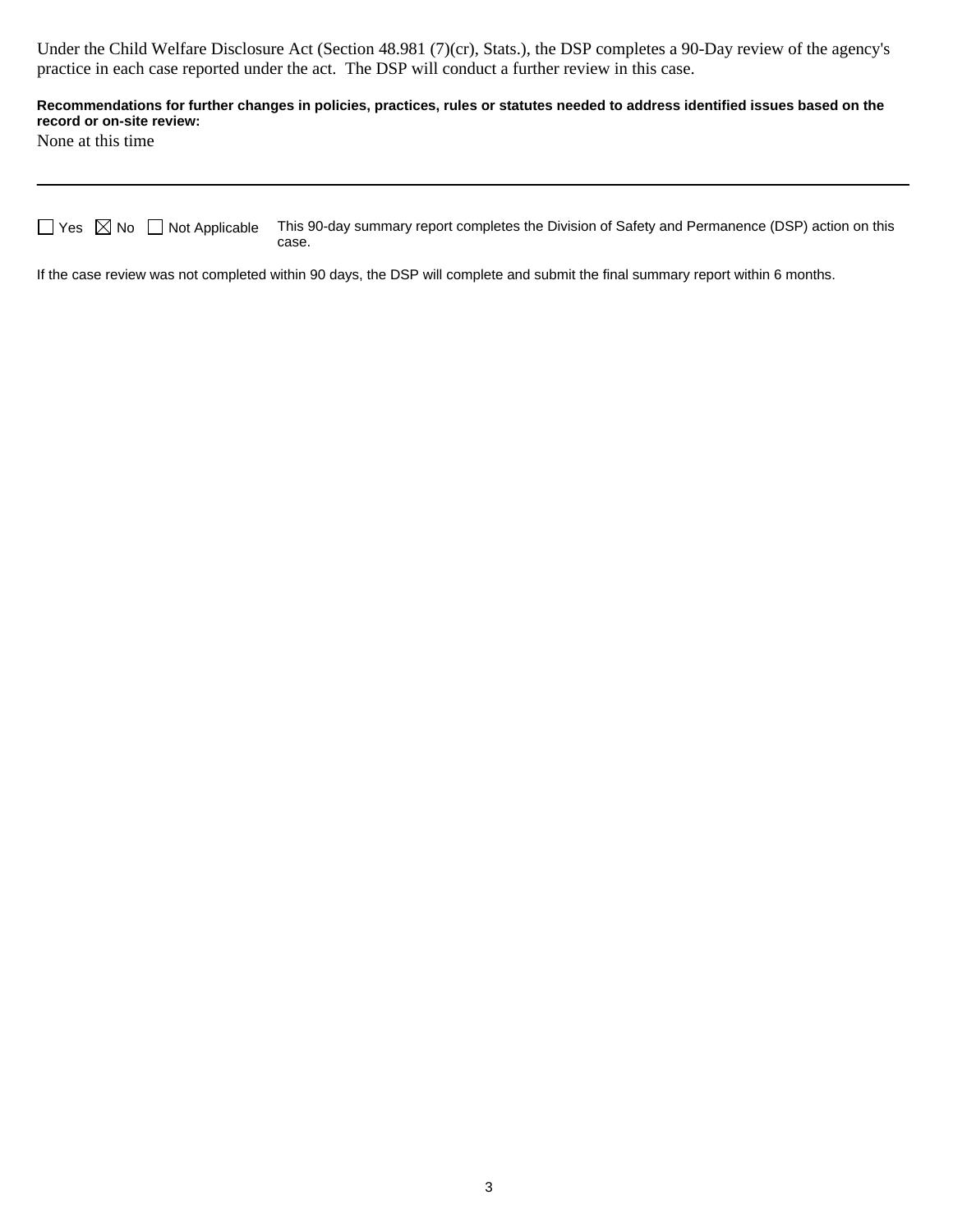Under the Child Welfare Disclosure Act (Section 48.981 (7)(cr), Stats.), the DSP completes a 90-Day review of the agency's practice in each case reported under the act. The DSP will conduct a further review in this case.

**Recommendations for further changes in policies, practices, rules or statutes needed to address identified issues based on the record or on-site review:**

None at this time

---

☐ Yes ☒ No ☐ Not Applicable This 90-day summary report completes the Division of Safety and Permanence (DSP) action on this case.

If the case review was not completed within 90 days, the DSP will complete and submit the final summary report within 6 months.